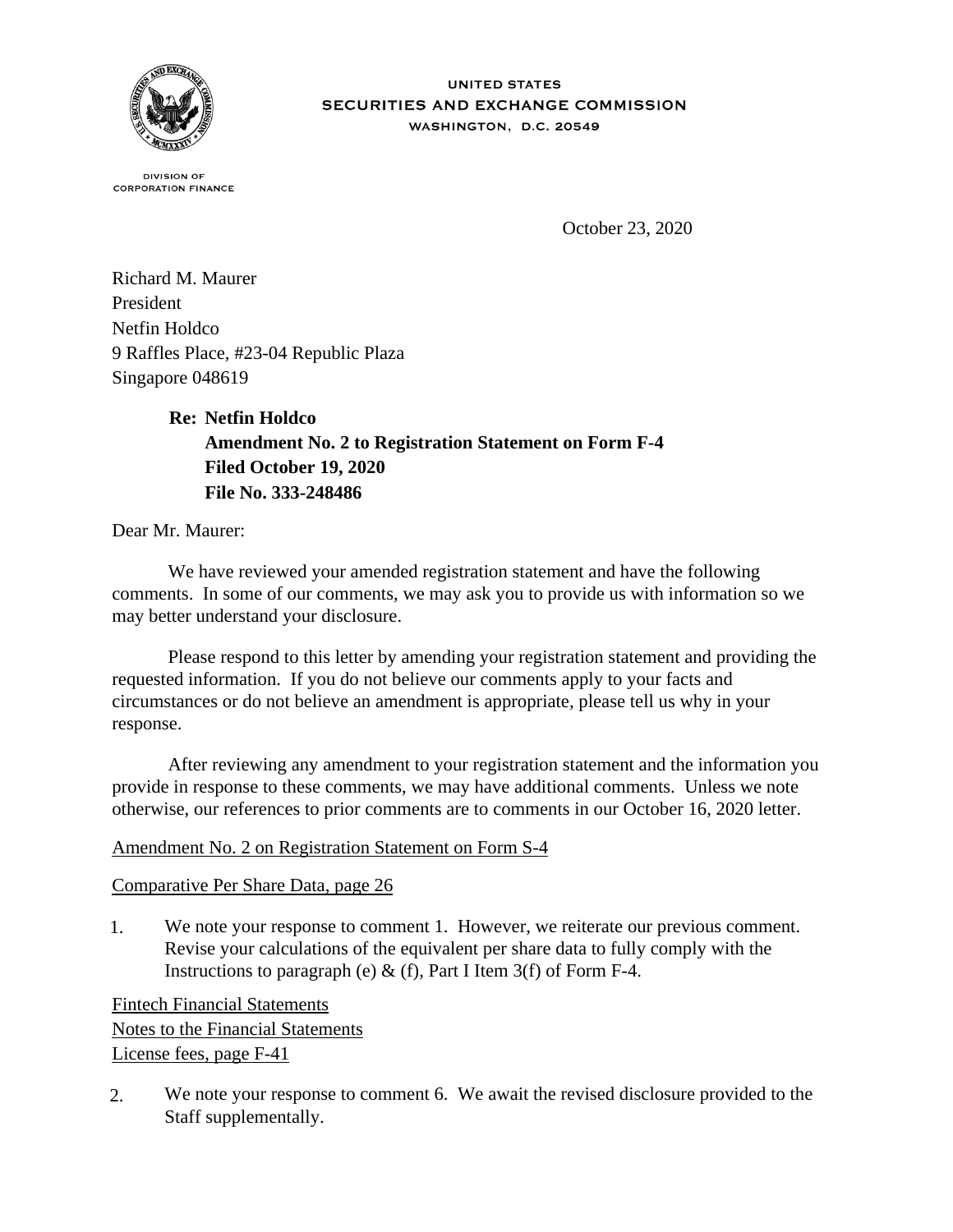UNITED STATES
SECURITIES AND EXCHANGE COMMISSION
WASHINGTON, D.C. 20549

DIVISION OF
CORPORATION FINANCE

October 23, 2020

Richard M. Maurer
President
Netfin Holdco
9 Raffles Place, #23-04 Republic Plaza
Singapore 048619

**Re: Netfin Holdco**
**Amendment No. 2 to Registration Statement on Form F-4**
**Filed October 19, 2020**
**File No. 333-248486**

Dear Mr. Maurer:

We have reviewed your amended registration statement and have the following comments. In some of our comments, we may ask you to provide us with information so we may better understand your disclosure.

Please respond to this letter by amending your registration statement and providing the requested information. If you do not believe our comments apply to your facts and circumstances or do not believe an amendment is appropriate, please tell us why in your response.

After reviewing any amendment to your registration statement and the information you provide in response to these comments, we may have additional comments. Unless we note otherwise, our references to prior comments are to comments in our October 16, 2020 letter.

Amendment No. 2 on Registration Statement on Form S-4

Comparative Per Share Data, page 26

1. We note your response to comment 1. However, we reiterate our previous comment. Revise your calculations of the equivalent per share data to fully comply with the Instructions to paragraph (e) & (f), Part I Item 3(f) of Form F-4.

Fintech Financial Statements
Notes to the Financial Statements
License fees, page F-41

2. We note your response to comment 6. We await the revised disclosure provided to the Staff supplementally.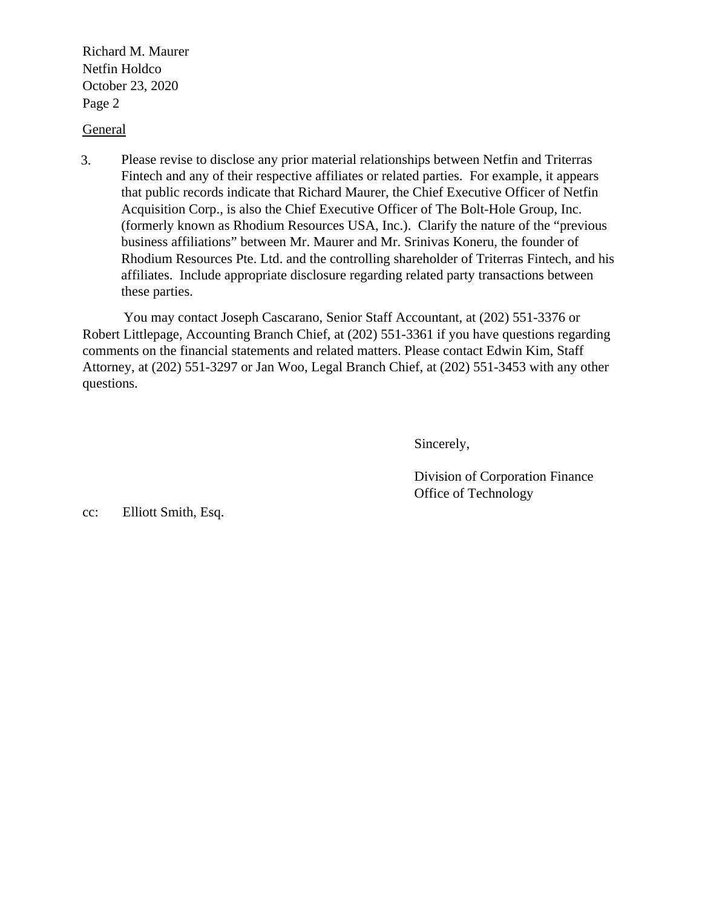General

3. Please revise to disclose any prior material relationships between Netfin and Triterras Fintech and any of their respective affiliates or related parties. For example, it appears that public records indicate that Richard Maurer, the Chief Executive Officer of Netfin Acquisition Corp., is also the Chief Executive Officer of The Bolt-Hole Group, Inc. (formerly known as Rhodium Resources USA, Inc.). Clarify the nature of the "previous business affiliations" between Mr. Maurer and Mr. Srinivas Koneru, the founder of Rhodium Resources Pte. Ltd. and the controlling shareholder of Triterras Fintech, and his affiliates. Include appropriate disclosure regarding related party transactions between these parties.

You may contact Joseph Cascarano, Senior Staff Accountant, at (202) 551-3376 or Robert Littlepage, Accounting Branch Chief, at (202) 551-3361 if you have questions regarding comments on the financial statements and related matters. Please contact Edwin Kim, Staff Attorney, at (202) 551-3297 or Jan Woo, Legal Branch Chief, at (202) 551-3453 with any other questions.

Sincerely,

Division of Corporation Finance
Office of Technology

cc: Elliott Smith, Esq.